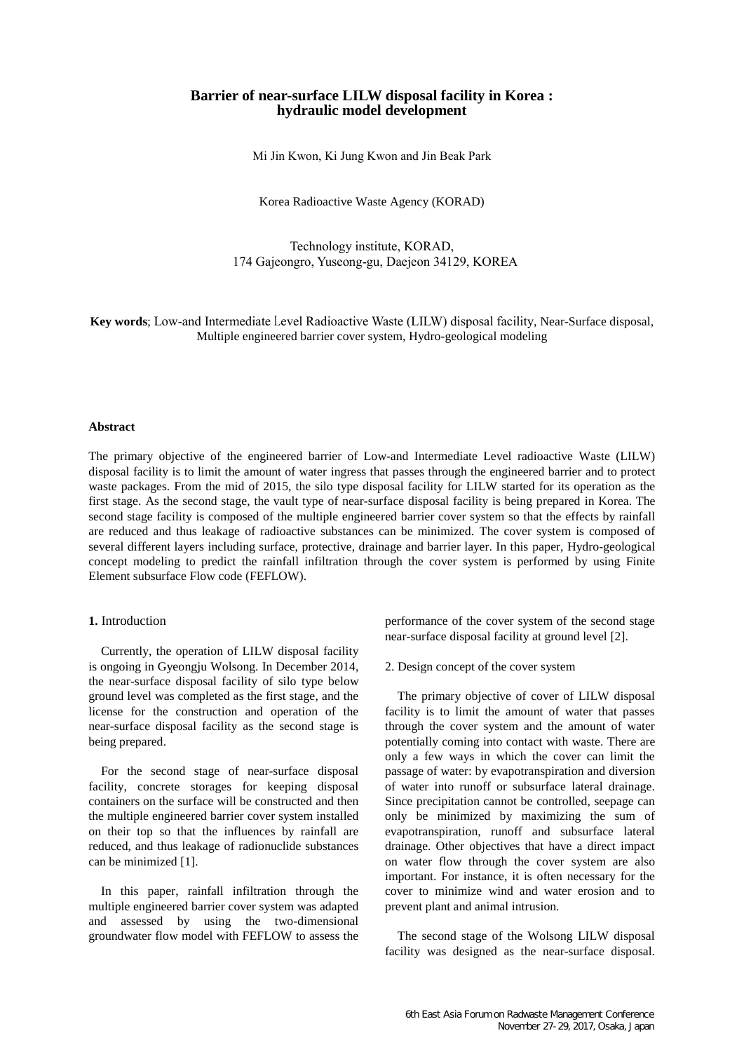# Barrier of near-surface LILW disposal facility in Korea : hydraulic model development

Mi Jin Kwon, Ki Jung Kwon and Jin Beak Park

Korea Radioactive Waste Agency (KORAD)

Technology institute, KORAD,
174 Gajeongro, Yuseong-gu, Daejeon 34129, KOREA

**Key words**; Low-and Intermediate Level Radioactive Waste (LILW) disposal facility, Near-Surface disposal, Multiple engineered barrier cover system, Hydro-geological modeling

### Abstract

The primary objective of the engineered barrier of Low-and Intermediate Level radioactive Waste (LILW) disposal facility is to limit the amount of water ingress that passes through the engineered barrier and to protect waste packages. From the mid of 2015, the silo type disposal facility for LILW started for its operation as the first stage. As the second stage, the vault type of near-surface disposal facility is being prepared in Korea. The second stage facility is composed of the multiple engineered barrier cover system so that the effects by rainfall are reduced and thus leakage of radioactive substances can be minimized. The cover system is composed of several different layers including surface, protective, drainage and barrier layer. In this paper, Hydro-geological concept modeling to predict the rainfall infiltration through the cover system is performed by using Finite Element subsurface Flow code (FEFLOW).

## **1.** Introduction

Currently, the operation of LILW disposal facility is ongoing in Gyeongju Wolsong. In December 2014, the near-surface disposal facility of silo type below ground level was completed as the first stage, and the license for the construction and operation of the near-surface disposal facility as the second stage is being prepared.

For the second stage of near-surface disposal facility, concrete storages for keeping disposal containers on the surface will be constructed and then the multiple engineered barrier cover system installed on their top so that the influences by rainfall are reduced, and thus leakage of radionuclide substances can be minimized [1].

In this paper, rainfall infiltration through the multiple engineered barrier cover system was adapted and assessed by using the two-dimensional groundwater flow model with FEFLOW to assess the performance of the cover system of the second stage near-surface disposal facility at ground level [2].

## 2. Design concept of the cover system

The primary objective of cover of LILW disposal facility is to limit the amount of water that passes through the cover system and the amount of water potentially coming into contact with waste. There are only a few ways in which the cover can limit the passage of water: by evapotranspiration and diversion of water into runoff or subsurface lateral drainage. Since precipitation cannot be controlled, seepage can only be minimized by maximizing the sum of evapotranspiration, runoff and subsurface lateral drainage. Other objectives that have a direct impact on water flow through the cover system are also important. For instance, it is often necessary for the cover to minimize wind and water erosion and to prevent plant and animal intrusion.

The second stage of the Wolsong LILW disposal facility was designed as the near-surface disposal.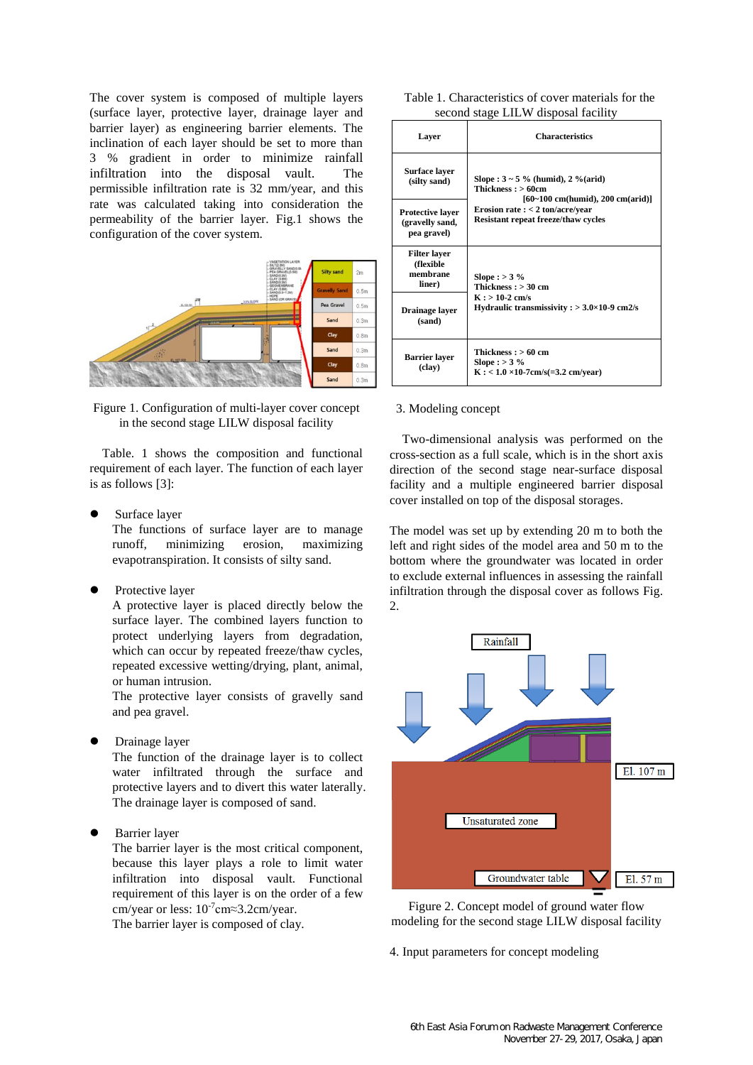The cover system is composed of multiple layers (surface layer, protective layer, drainage layer and barrier layer) as engineering barrier elements. The inclination of each layer should be to more than 3 % gradient in order to minimize rainfall infiltration into the disposal vault. The permissible infiltration rate is 32 mm/year, and this rate was calculated taking into consideration the permeability of the barrier layer. Fig.1 shows the configuration of the cover system.

Figure 1. Configuration of multi-layer cover concept in the second stage LILW disposal facility

Table. 1 shows the composition and functional requirement of each layer. The function of each layer is as follows [3]:

- Surface layer
  The functions of surface layer are to manage runoff, minimizing erosion, maximizing evapotranspiration. It consists of silty sand.

- Protective layer
  A protective layer is placed directly below the surface layer. The combined layer function to protect underlying layers from degradation, which can occur by repeated freeze/thaw cycles, repeated excessive wetting/drying, plant, animal, or human intrusion.
  The protective layer consists of gravelly sand and pea gravel.

- Drainage layer
  The function of the drainage layer is to collect water infiltrated through the surface and protective layers and to divert this water laterally. The drainage layer is composed of sand.

- Barrier layer
  The barrier layer is the most critical component, because this layer plays a role to limit water infiltration into disposal vault. Functional requirement of this layer is on the order of a few cm/year or less: $10^{-7}$cm≈3.2cm/year.
  The barrier layer is composed of clay.

Table 1. Characteristics of cover materials for the second stage LILW disposal facility

| Layer | Characteristics |
|---|---|
| **Surface layer (silty sand)** | **Slope : 3 ~ 5 % (humid), 2 %(arid)**<br>**Thickness : > 60cm**<br>**[60~100 cm(humid), 200 cm(arid)]**<br>**Erosion rate : < 2 ton/acre/year**<br>**Resistant repeat freeze/thaw cycles** |
| **Protective layer (gravelly sand, pea gravel)** | |
| **Filter layer (flexible membrane liner)** | **Slope : > 3 %**<br>**Thickness : > 30 cm**<br>**K : > 10-2 cm/s**<br>**Hydraulic transmissivity : > 3.0×10-9 cm2/s** |
| **Drainage layer (sand)** | |
| **Barrier layer (clay)** | **Thickness : > 60 cm**<br>**Slope : > 3 %**<br>**K : < 1.0 ×10-7cm/s(=3.2 cm/year)** |

3. Modeling concept

Two-dimensional analysis was performed on the cross-section as a full scale, which is in the short axis direction of the second stage near-surface disposal facility and a multiple engineered barrier disposal cover installed on top of the disposal storages.

The model was set up by extending 20 m to both the left and right sides of the model area and 50 m to the bottom where the groundwater was located in order to exclude external influences in assessing the rainfall infiltration through the disposal cover as follows Fig. 2.

Figure 2. Concept model of ground water flow modeling for the second stage LILW disposal facility

4. Input parameters for concept modeling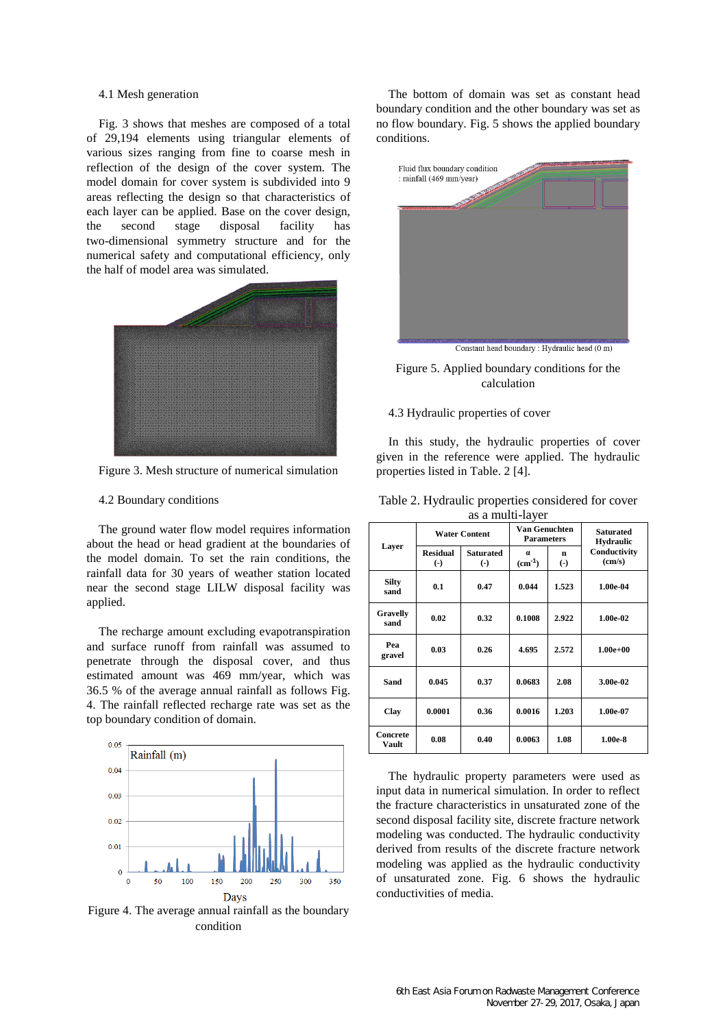### 4.1 Mesh generation

Fig. 3 shows that meshes are composed of a total of 29,194 elements using triangular elements of various sizes ranging from fine to coarse mesh in reflection of the design of the cover system. The model domain for cover system is subdivided into 9 areas reflecting the design so that characteristics of each layer can be applied. Base on the cover design, the second stage disposal facility has two-dimensional symmetry structure and for the numerical safety and computational efficiency, only the half of model area was simulated.

Figure 3. Mesh structure of numerical simulation

### 4.2 Boundary conditions

The ground water flow model requires information about the head or head gradient at the boundaries of the model domain. To set the rain conditions, the rainfall data for 30 years of weather station located near the second stage LILW disposal facility was applied.

The recharge amount excluding evapotranspiration and surface runoff from rainfall was assumed to penetrate through the disposal cover, and thus estimated amount was 469 mm/year, which was 36.5 % of the average annual rainfall as follows Fig. 4. The rainfall reflected recharge rate was set as the top boundary condition of domain.

Figure 4. The average annual rainfall as the boundary condition

The bottom of domain was set as constant head boundary condition and the other boundary was set as no flow boundary. Fig. 5 shows the applied boundary conditions.

Figure 5. Applied boundary conditions for the calculation

### 4.3 Hydraulic properties of cover

In this study, the hydraulic properties of cover given in the reference were applied. The hydraulic properties listed in Table. 2 [4].

Table 2. Hydraulic properties considered for cover as a multi-layer

| Layer | Water Content | | Van Genuchten Parameters | | Saturated Hydraulic Conductivity (cm/s) |
|---|---|---|---|---|---|
| | Residual (-) | Saturated (-) | α ($cm^{-1}$) | n (-) | |
| Silty sand | 0.1 | 0.47 | 0.044 | 1.523 | 1.00e-04 |
| Gravelly sand | 0.02 | 0.32 | 0.1008 | 2.922 | 1.00e-02 |
| Pea gravel | 0.03 | 0.26 | 4.695 | 2.572 | 1.00e+00 |
| Sand | 0.045 | 0.37 | 0.0683 | 2.08 | 3.00e-02 |
| Clay | 0.0001 | 0.36 | 0.0016 | 1.203 | 1.00e-07 |
| Concrete Vault | 0.08 | 0.40 | 0.0063 | 1.08 | 1.00e-8 |

The hydraulic property parameters were used as input data in numerical simulation. In order to reflect the fracture characteristics in unsaturated zone of the second disposal facility site, discrete fracture network modeling was conducted. The hydraulic conductivity derived from results of the discrete fracture network modeling was applied as the hydraulic conductivity of unsaturated zone. Fig. 6 shows the hydraulic conductivities of media.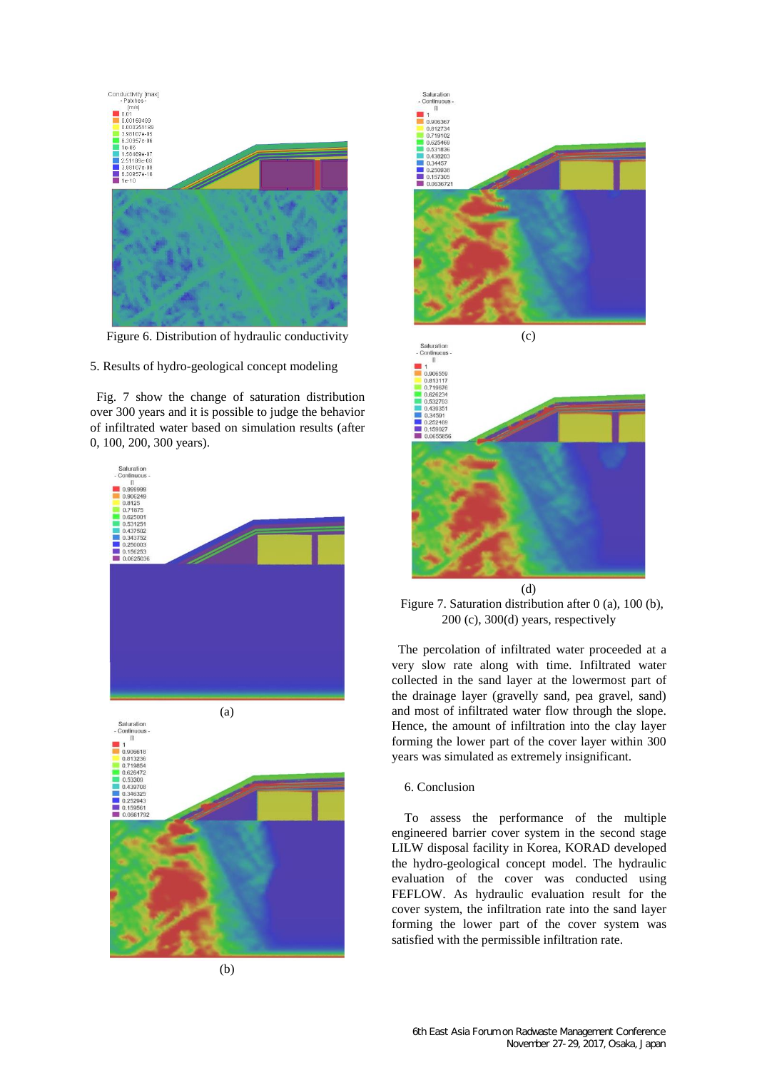Figure 6. Distribution of hydraulic conductivity

## 5. Results of hydro-geological concept modeling

Fig. 7 show the change of saturation distribution over 300 years and it is possible to judge the behavior of infiltrated water based on simulation results (after 0, 100, 200, 300 years).

(a)

(b)

(c)

(d)

Figure 7. Saturation distribution after 0 (a), 100 (b), 200 (c), 300(d) years, respectively

The percolation of infiltrated water proceeded at a very slow rate along with time. Infiltrated water collected in the sand layer at the lowermost part of the drainage layer (gravelly sand, pea gravel, sand) and most of infiltrated water flow through the slope. Hence, the amount of infiltration into the clay layer forming the lower part of the cover layer within 300 years was simulated as extremely insignificant.

## 6. Conclusion

To assess the performance of the multiple engineered barrier cover system in the second stage LILW disposal facility in Korea, KORAD developed the hydro-geological concept model. The hydraulic evaluation of the cover was conducted using FEFLOW. As hydraulic evaluation result for the cover system, the infiltration rate into the sand layer forming the lower part of the cover system was satisfied with the permissible infiltration rate.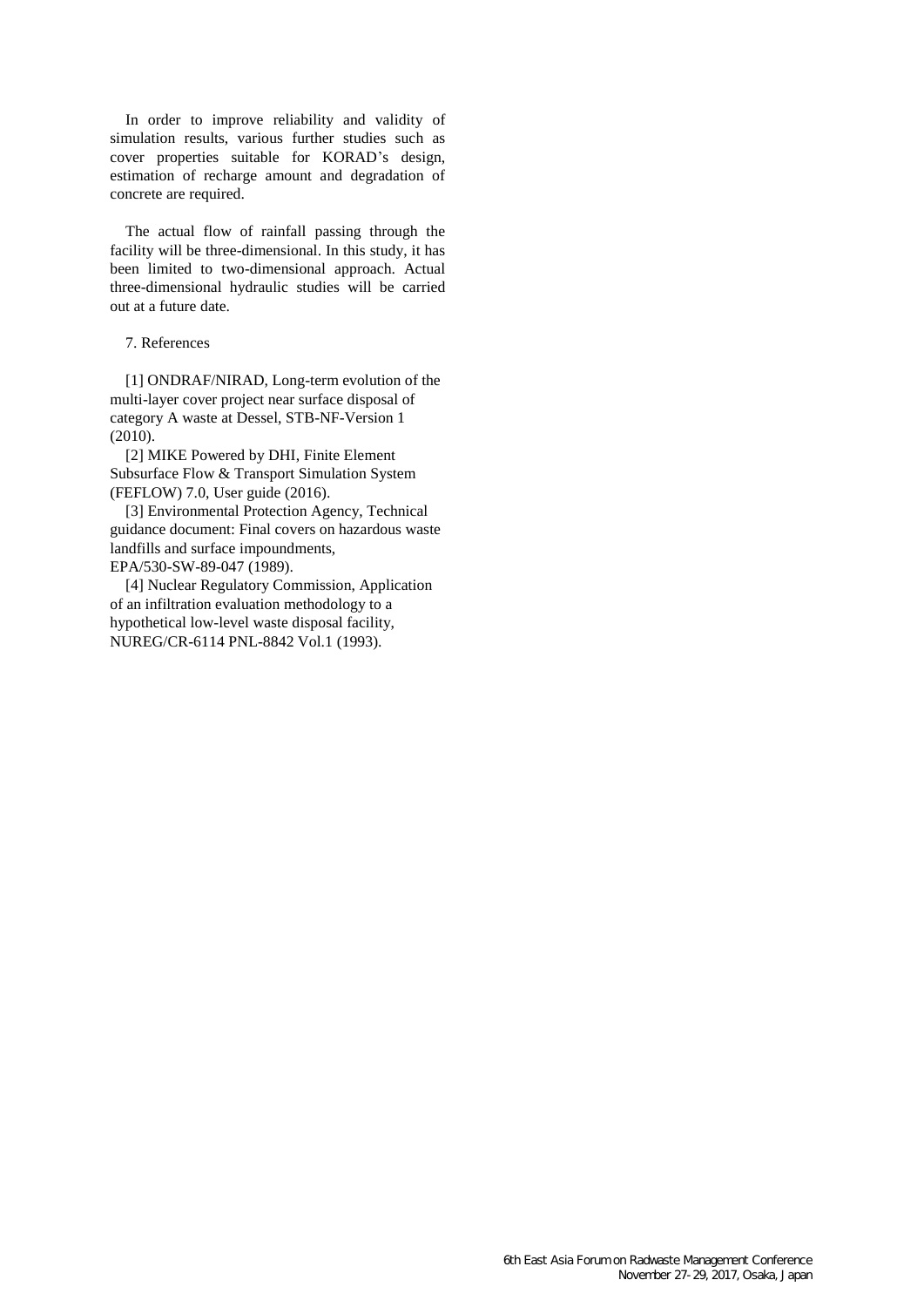In order to improve reliability and validity of simulation results, various further studies such as cover properties suitable for KORAD's design, estimation of recharge amount and degradation of concrete are required.

The actual flow of rainfall passing through the facility will be three-dimensional. In this study, it has been limited to two-dimensional approach. Actual three-dimensional hydraulic studies will be carried out at a future date.

## 7. References

[1] ONDRAF/NIRAD, Long-term evolution of the multi-layer cover project near surface disposal of category A waste at Dessel, STB-NF-Version 1 (2010).

[2] MIKE Powered by DHI, Finite Element Subsurface Flow & Transport Simulation System (FEFLOW) 7.0, User guide (2016).

[3] Environmental Protection Agency, Technical guidance document: Final covers on hazardous waste landfills and surface impoundments, EPA/530-SW-89-047 (1989).

[4] Nuclear Regulatory Commission, Application of an infiltration evaluation methodology to a hypothetical low-level waste disposal facility, NUREG/CR-6114 PNL-8842 Vol.1 (1993).